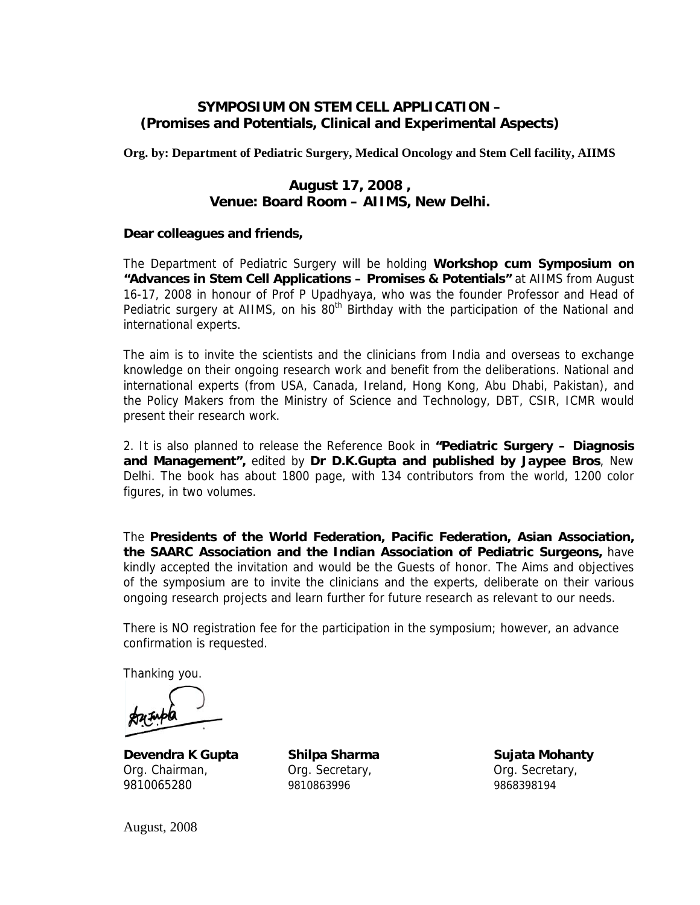**SYMPOSIUM ON STEM CELL APPLICATION –**
**(Promises and Potentials, Clinical and Experimental Aspects)**

**Org. by: Department of Pediatric Surgery, Medical Oncology and Stem Cell facility, AIIMS**

**August 17, 2008 ,**
**Venue: Board Room – AIIMS, New Delhi.**

**Dear colleagues and friends,**

The Department of Pediatric Surgery will be holding **Workshop cum Symposium on "Advances in Stem Cell Applications – Promises & Potentials"** at AIIMS from August 16-17, 2008 in honour of Prof P Upadhyaya, who was the founder Professor and Head of Pediatric surgery at AIIMS, on his 80th Birthday with the participation of the National and international experts.

The aim is to invite the scientists and the clinicians from India and overseas to exchange knowledge on their ongoing research work and benefit from the deliberations. National and international experts (from USA, Canada, Ireland, Hong Kong, Abu Dhabi, Pakistan), and the Policy Makers from the Ministry of Science and Technology, DBT, CSIR, ICMR would present their research work.

2. It is also planned to release the Reference Book in **"Pediatric Surgery – Diagnosis and Management",** edited by **Dr D.K.Gupta and published by Jaypee Bros**, New Delhi. The book has about 1800 page, with 134 contributors from the world, 1200 color figures, in two volumes.

The **Presidents of the World Federation, Pacific Federation, Asian Association, the SAARC Association and the Indian Association of Pediatric Surgeons,** have kindly accepted the invitation and would be the Guests of honor. The Aims and objectives of the symposium are to invite the clinicians and the experts, deliberate on their various ongoing research projects and learn further for future research as relevant to our needs.

There is NO registration fee for the participation in the symposium; however, an advance confirmation is requested.

Thanking you.

| **Devendra K Gupta** | **Shilpa Sharma** | **Sujata Mohanty** |
|---|---|---|
| Org. Chairman, | Org. Secretary, | Org. Secretary, |
| 9810065280 | 9810863996 | 9868398194 |

August, 2008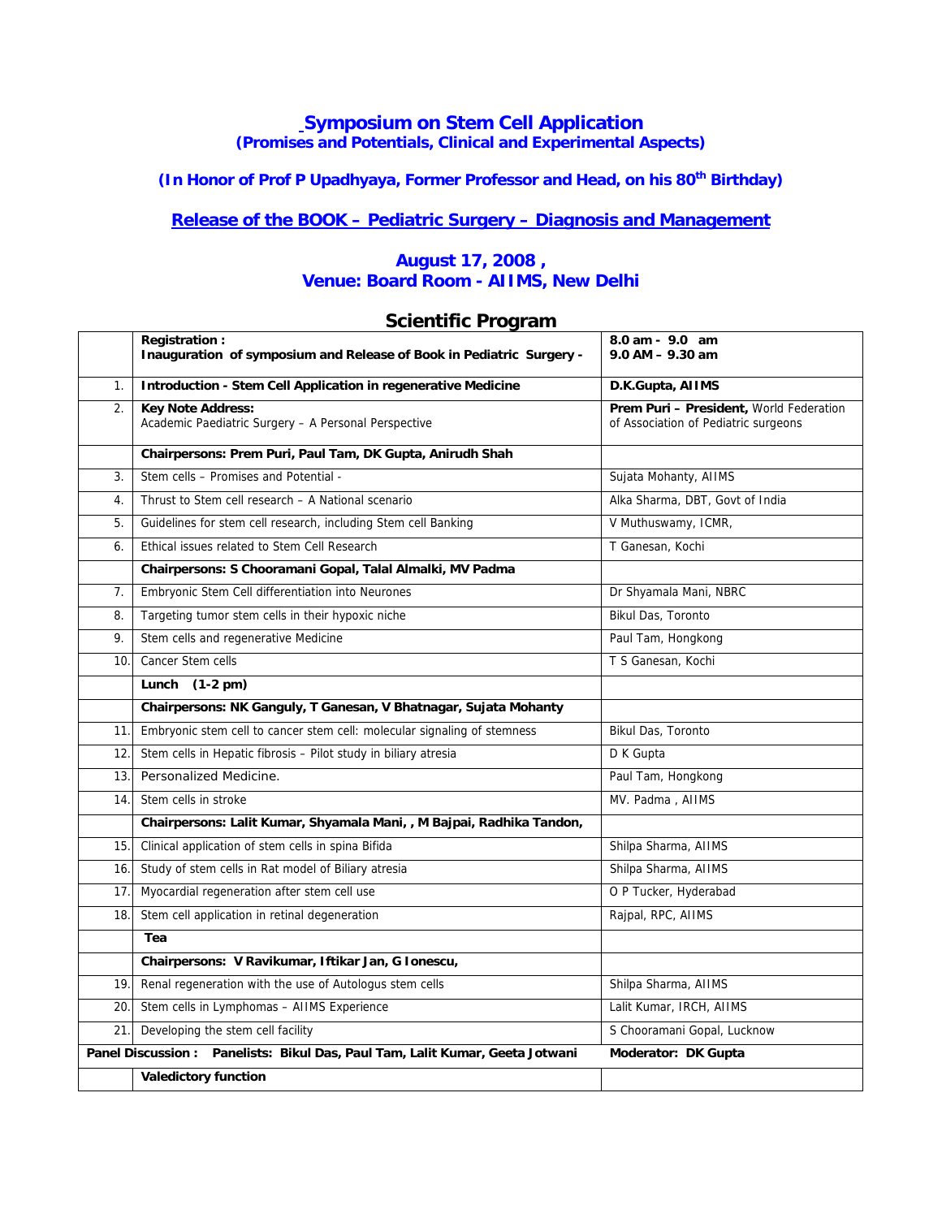# Symposium on Stem Cell Application

## (Promises and Potentials, Clinical and Experimental Aspects)

### (In Honor of Prof P Upadhyaya, Former Professor and Head, on his 80th Birthday)

### Release of the BOOK – Pediatric Surgery – Diagnosis and Management

### August 17, 2008 ,
### Venue: Board Room - AIIMS, New Delhi

## Scientific Program

| | | |
|---|---|---|
| | **Registration :**<br>**Inauguration of symposium and Release of Book in Pediatric Surgery -** | **8.0 am - 9.0 am**<br>**9.0 AM – 9.30 am** |
| 1. | **Introduction - Stem Cell Application in regenerative Medicine** | **D.K.Gupta, AIIMS** |
| 2. | **Key Note Address:**<br>Academic Paediatric Surgery – A Personal Perspective | **Prem Puri – President,** World Federation of Association of Pediatric surgeons |
| | **Chairpersons: Prem Puri, Paul Tam, DK Gupta, Anirudh Shah** | |
| 3. | Stem cells – Promises and Potential - | Sujata Mohanty, AIIMS |
| 4. | Thrust to Stem cell research – A National scenario | Alka Sharma, DBT, Govt of India |
| 5. | Guidelines for stem cell research, including Stem cell Banking | V Muthuswamy, ICMR, |
| 6. | Ethical issues related to Stem Cell Research | T Ganesan, Kochi |
| | **Chairpersons: S Chooramani Gopal, Talal Almalki, MV Padma** | |
| 7. | Embryonic Stem Cell differentiation into Neurones | Dr Shyamala Mani, NBRC |
| 8. | Targeting tumor stem cells in their hypoxic niche | Bikul Das, Toronto |
| 9. | Stem cells and regenerative Medicine | Paul Tam, Hongkong |
| 10. | Cancer Stem cells | T S Ganesan, Kochi |
| | **Lunch (1-2 pm)** | |
| | **Chairpersons: NK Ganguly, T Ganesan, V Bhatnagar, Sujata Mohanty** | |
| 11. | Embryonic stem cell to cancer stem cell: molecular signaling of stemness | Bikul Das, Toronto |
| 12. | Stem cells in Hepatic fibrosis – Pilot study in biliary atresia | D K Gupta |
| 13. | Personalized Medicine. | Paul Tam, Hongkong |
| 14. | Stem cells in stroke | MV. Padma , AIIMS |
| | **Chairpersons: Lalit Kumar, Shyamala Mani, , M Bajpai, Radhika Tandon,** | |
| 15. | Clinical application of stem cells in spina Bifida | Shilpa Sharma, AIIMS |
| 16. | Study of stem cells in Rat model of Biliary atresia | Shilpa Sharma, AIIMS |
| 17. | Myocardial regeneration after stem cell use | O P Tucker, Hyderabad |
| 18. | Stem cell application in retinal degeneration | Rajpal, RPC, AIIMS |
| | **Tea** | |
| | **Chairpersons: V Ravikumar, Iftikar Jan, G Ionescu,** | |
| 19. | Renal regeneration with the use of Autologus stem cells | Shilpa Sharma, AIIMS |
| 20. | Stem cells in Lymphomas – AIIMS Experience | Lalit Kumar, IRCH, AIIMS |
| 21. | Developing the stem cell facility | S Chooramani Gopal, Lucknow |
| **Panel Discussion :** | **Panelists: Bikul Das, Paul Tam, Lalit Kumar, Geeta Jotwani** | **Moderator: DK Gupta** |
| | **Valedictory function** | |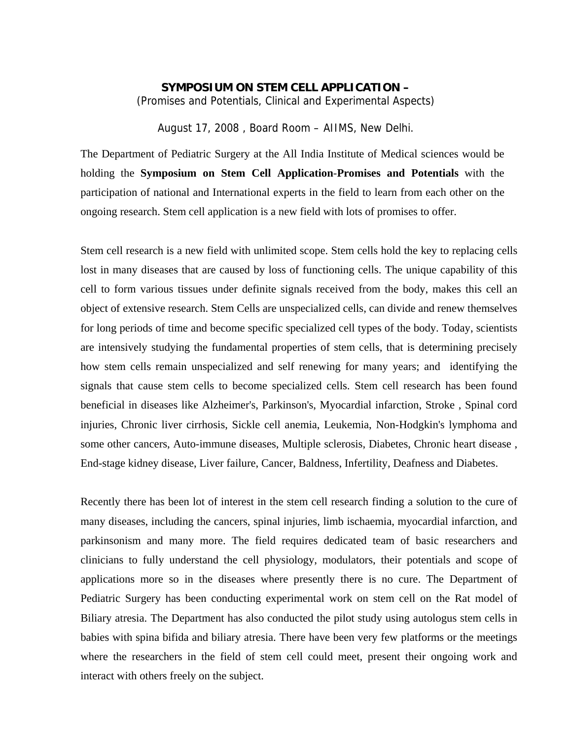**SYMPOSIUM ON STEM CELL APPLICATION –**

(Promises and Potentials, Clinical and Experimental Aspects)

August 17, 2008 , Board Room – AIIMS, New Delhi.

The Department of Pediatric Surgery at the All India Institute of Medical sciences would be holding the **Symposium on Stem Cell Application-Promises and Potentials** with the participation of national and International experts in the field to learn from each other on the ongoing research. Stem cell application is a new field with lots of promises to offer.

Stem cell research is a new field with unlimited scope. Stem cells hold the key to replacing cells lost in many diseases that are caused by loss of functioning cells. The unique capability of this cell to form various tissues under definite signals received from the body, makes this cell an object of extensive research. Stem Cells are unspecialized cells, can divide and renew themselves for long periods of time and become specific specialized cell types of the body. Today, scientists are intensively studying the fundamental properties of stem cells, that is determining precisely how stem cells remain unspecialized and self renewing for many years; and identifying the signals that cause stem cells to become specialized cells. Stem cell research has been found beneficial in diseases like Alzheimer's, Parkinson's, Myocardial infarction, Stroke , Spinal cord injuries, Chronic liver cirrhosis, Sickle cell anemia, Leukemia, Non-Hodgkin's lymphoma and some other cancers, Auto-immune diseases, Multiple sclerosis, Diabetes, Chronic heart disease , End-stage kidney disease, Liver failure, Cancer, Baldness, Infertility, Deafness and Diabetes.

Recently there has been lot of interest in the stem cell research finding a solution to the cure of many diseases, including the cancers, spinal injuries, limb ischaemia, myocardial infarction, and parkinsonism and many more. The field requires dedicated team of basic researchers and clinicians to fully understand the cell physiology, modulators, their potentials and scope of applications more so in the diseases where presently there is no cure. The Department of Pediatric Surgery has been conducting experimental work on stem cell on the Rat model of Biliary atresia. The Department has also conducted the pilot study using autologus stem cells in babies with spina bifida and biliary atresia. There have been very few platforms or the meetings where the researchers in the field of stem cell could meet, present their ongoing work and interact with others freely on the subject.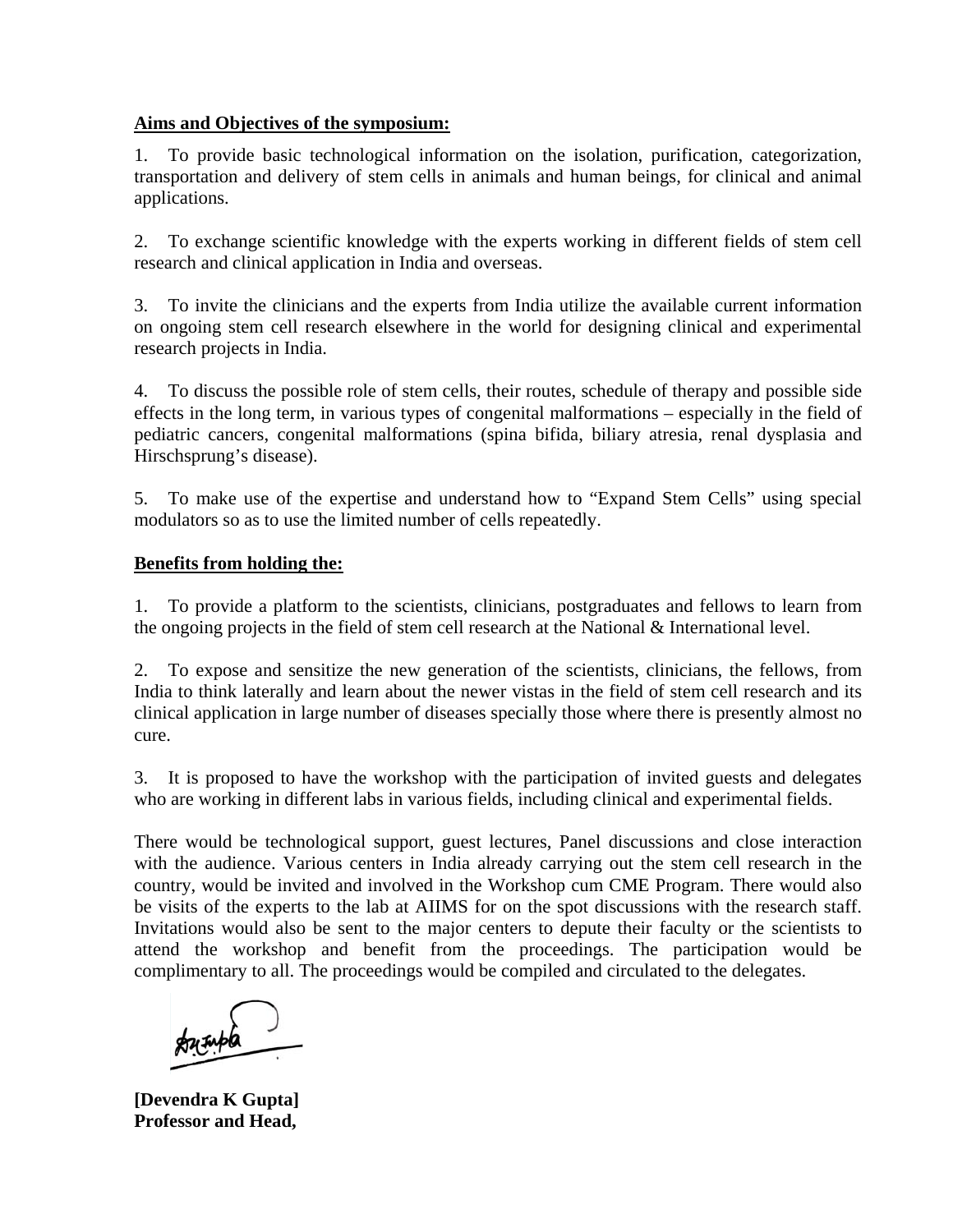**Aims and Objectives of the symposium:**

1. To provide basic technological information on the isolation, purification, categorization, transportation and delivery of stem cells in animals and human beings, for clinical and animal applications.

2. To exchange scientific knowledge with the experts working in different fields of stem cell research and clinical application in India and overseas.

3. To invite the clinicians and the experts from India utilize the available current information on ongoing stem cell research elsewhere in the world for designing clinical and experimental research projects in India.

4. To discuss the possible role of stem cells, their routes, schedule of therapy and possible side effects in the long term, in various types of congenital malformations – especially in the field of pediatric cancers, congenital malformations (spina bifida, biliary atresia, renal dysplasia and Hirschsprung's disease).

5. To make use of the expertise and understand how to "Expand Stem Cells" using special modulators so as to use the limited number of cells repeatedly.

**Benefits from holding the:**

1. To provide a platform to the scientists, clinicians, postgraduates and fellows to learn from the ongoing projects in the field of stem cell research at the National & International level.

2. To expose and sensitize the new generation of the scientists, clinicians, the fellows, from India to think laterally and learn about the newer vistas in the field of stem cell research and its clinical application in large number of diseases specially those where there is presently almost no cure.

3. It is proposed to have the workshop with the participation of invited guests and delegates who are working in different labs in various fields, including clinical and experimental fields.

There would be technological support, guest lectures, Panel discussions and close interaction with the audience. Various centers in India already carrying out the stem cell research in the country, would be invited and involved in the Workshop cum CME Program. There would also be visits of the experts to the lab at AIIMS for on the spot discussions with the research staff. Invitations would also be sent to the major centers to depute their faculty or the scientists to attend the workshop and benefit from the proceedings. The participation would be complimentary to all. The proceedings would be compiled and circulated to the delegates.

**[Devendra K Gupta]**
**Professor and Head,**